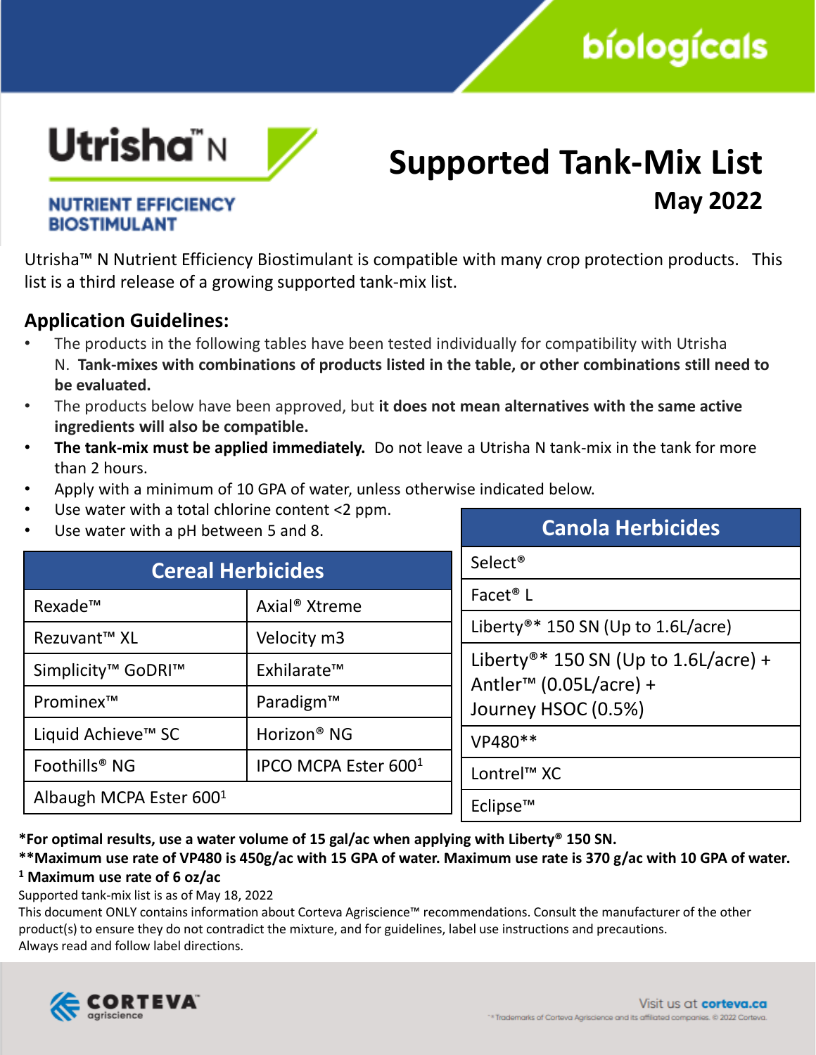biologicals

# Utrisha™ N

**NUTRIENT EFFICIENCY BIOSTIMULANT**

# Supported Tank-Mix List

## May 2022

Utrisha™ N Nutrient Efficiency Biostimulant is compatible with many crop protection products. This list is a third release of a growing supported tank-mix list.

### Application Guidelines:

- The products in the following tables have been tested individually for compatibility with Utrisha N. **Tank-mixes with combinations of products listed in the table, or other combinations still need to be evaluated.**
- The products below have been approved, but **it does not mean alternatives with the same active ingredients will also be compatible.**
- **The tank-mix must be applied immediately.** Do not leave a Utrisha N tank-mix in the tank for more than 2 hours.
- Apply with a minimum of 10 GPA of water, unless otherwise indicated below.
- Use water with a total chlorine content <2 ppm.
- Use water with a pH between 5 and 8.

| Cereal Herbicides | |
|---|---|
| Rexade™ | Axial® Xtreme |
| Rezuvant™ XL | Velocity m3 |
| Simplicity™ GoDRI™ | Exhilarate™ |
| Prominex™ | Paradigm™ |
| Liquid Achieve™ SC | Horizon® NG |
| Foothills® NG | IPCO MCPA Ester 600[1] |
| Albaugh MCPA Ester 600[1] | |

| Canola Herbicides |
|---|
| Select® |
| Facet® L |
| Liberty®* 150 SN (Up to 1.6L/acre) |
| Liberty®* 150 SN (Up to 1.6L/acre) + Antler™ (0.05L/acre) + Journey HSOC (0.5%) |
| VP480** |
| Lontrel™ XC |
| Eclipse™ |

**\*For optimal results, use a water volume of 15 gal/ac when applying with Liberty® 150 SN.**

**\*\*Maximum use rate of VP480 is 450g/ac with 15 GPA of water. Maximum use rate is 370 g/ac with 10 GPA of water.**

**[1] Maximum use rate of 6 oz/ac**

Supported tank-mix list is as of May 18, 2022

This document ONLY contains information about Corteva Agriscience™ recommendations. Consult the manufacturer of the other product(s) to ensure they do not contradict the mixture, and for guidelines, label use instructions and precautions.

Always read and follow label directions.

CORTEVA agriscience

Visit us at corteva.ca

™ ® Trademarks of Corteva Agriscience and its affiliated companies. © 2022 Corteva.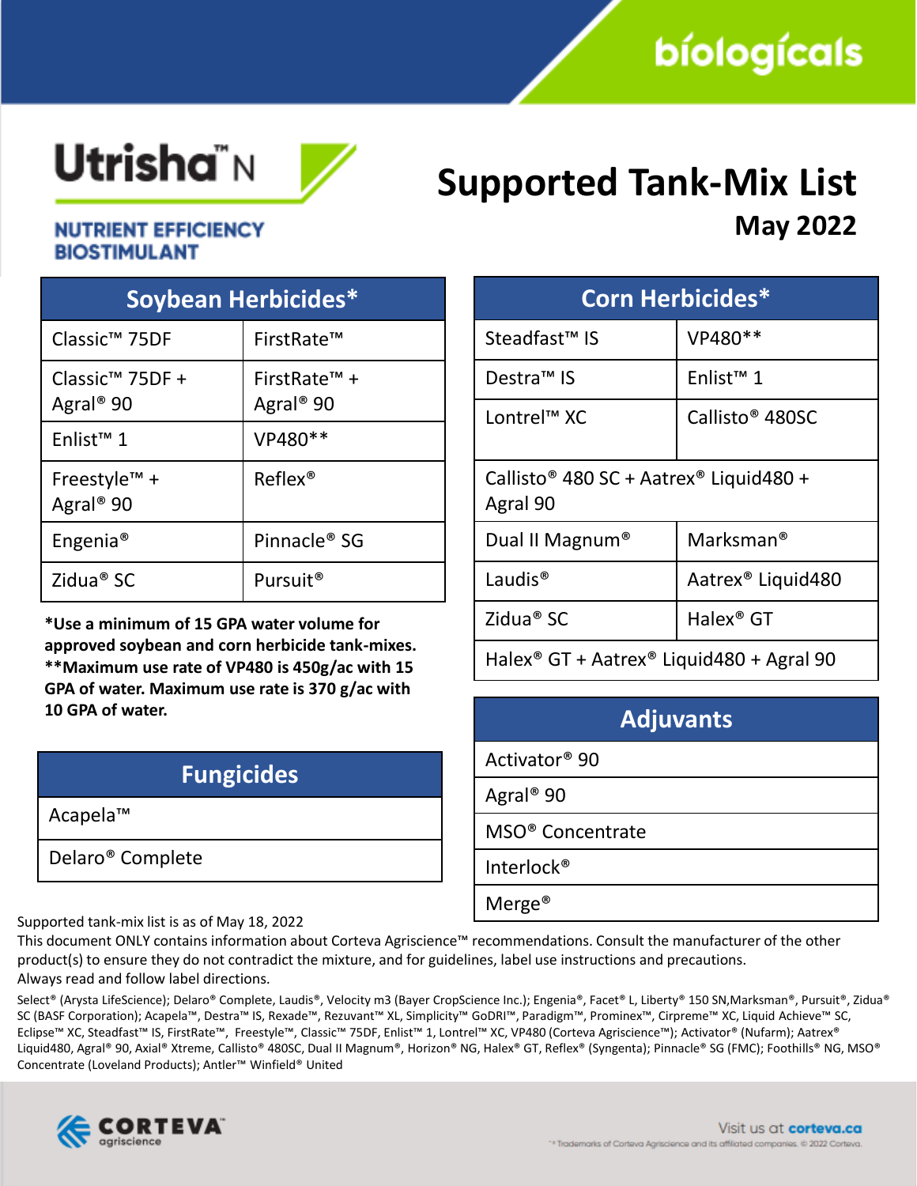biologicals

# Utrisha™ N

**NUTRIENT EFFICIENCY BIOSTIMULANT**

# Supported Tank-Mix List

## May 2022

| Soybean Herbicides* | |
|---|---|
| Classic™ 75DF | FirstRate™ |
| Classic™ 75DF + Agral® 90 | FirstRate™ + Agral® 90 |
| Enlist™ 1 | VP480** |
| Freestyle™ + Agral® 90 | Reflex® |
| Engenia® | Pinnacle® SG |
| Zidua® SC | Pursuit® |

***Use a minimum of 15 GPA water volume for approved soybean and corn herbicide tank-mixes.**
****Maximum use rate of VP480 is 450g/ac with 15 GPA of water. Maximum use rate is 370 g/ac with 10 GPA of water.**

| Fungicides |
|---|
| Acapela™ |
| Delaro® Complete |

| Corn Herbicides* | |
|---|---|
| Steadfast™ IS | VP480** |
| Destra™ IS | Enlist™ 1 |
| Lontrel™ XC | Callisto® 480SC |
| Callisto® 480 SC + Aatrex® Liquid480 + Agral 90 | |
| Dual II Magnum® | Marksman® |
| Laudis® | Aatrex® Liquid480 |
| Zidua® SC | Halex® GT |
| Halex® GT + Aatrex® Liquid480 + Agral 90 | |

| Adjuvants |
|---|
| Activator® 90 |
| Agral® 90 |
| MSO® Concentrate |
| Interlock® |
| Merge® |

Supported tank-mix list is as of May 18, 2022
This document ONLY contains information about Corteva Agriscience™ recommendations. Consult the manufacturer of the other product(s) to ensure they do not contradict the mixture, and for guidelines, label use instructions and precautions.
Always read and follow label directions.

Select® (Arysta LifeScience); Delaro® Complete, Laudis®, Velocity m3 (Bayer CropScience Inc.); Engenia®, Facet® L, Liberty® 150 SN,Marksman®, Pursuit®, Zidua® SC (BASF Corporation); Acapela™, Destra™ IS, Rexade™, Rezuvant™ XL, Simplicity™ GoDRI™, Paradigm™, Prominex™, Cirpreme™ XC, Liquid Achieve™ SC, Eclipse™ XC, Steadfast™ IS, FirstRate™, Freestyle™, Classic™ 75DF, Enlist™ 1, Lontrel™ XC, VP480 (Corteva Agriscience™); Activator® (Nufarm); Aatrex® Liquid480, Agral® 90, Axial® Xtreme, Callisto® 480SC, Dual II Magnum®, Horizon® NG, Halex® GT, Reflex® (Syngenta); Pinnacle® SG (FMC); Foothills® NG, MSO® Concentrate (Loveland Products); Antler™ Winfield® United

CORTEVA agriscience

Visit us at corteva.ca

™® Trademarks of Corteva Agriscience and its affiliated companies. © 2022 Corteva.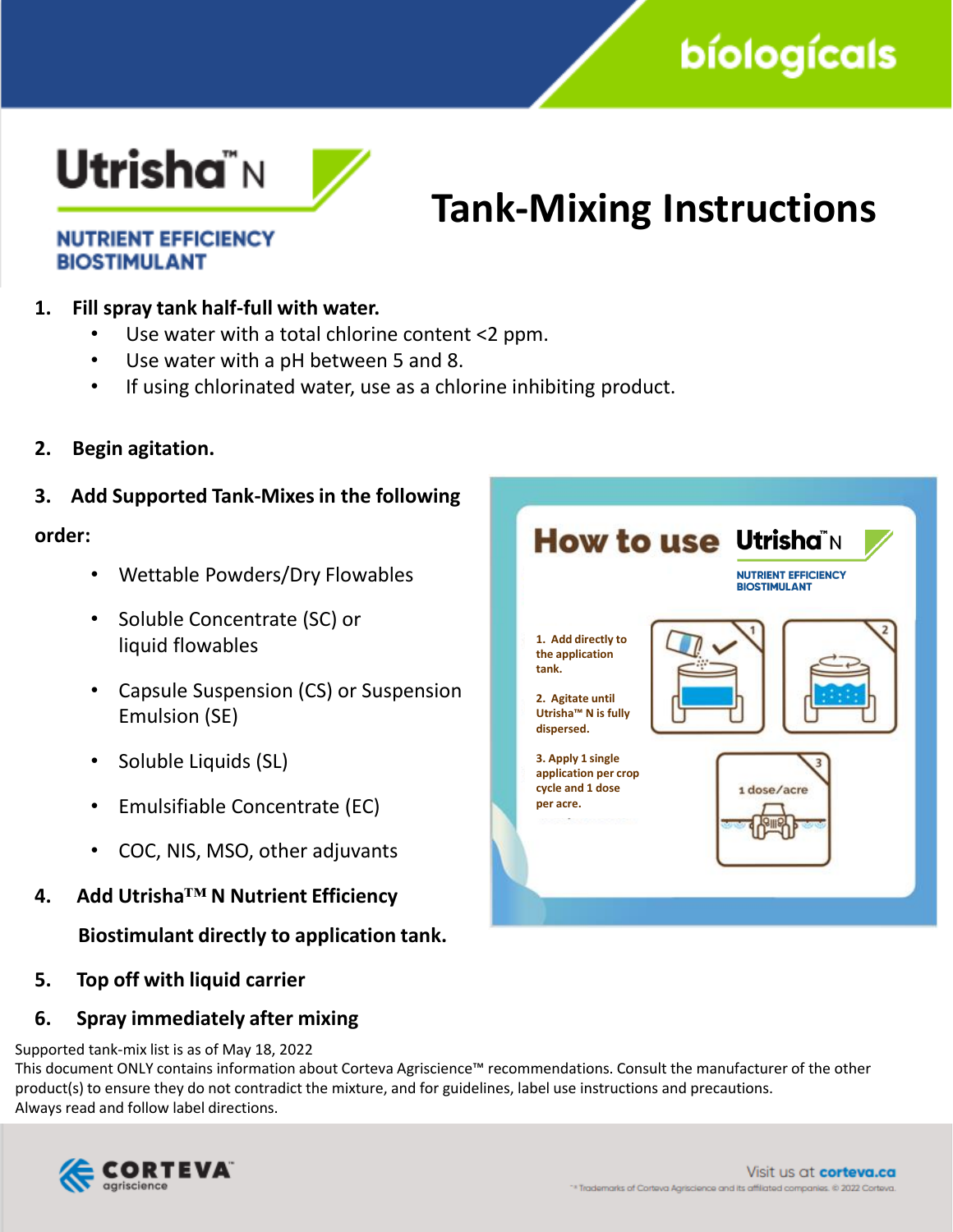biologicals

Utrisha™ N

NUTRIENT EFFICIENCY BIOSTIMULANT

# Tank-Mixing Instructions

1. **Fill spray tank half-full with water.**
   - Use water with a total chlorine content <2 ppm.
   - Use water with a pH between 5 and 8.
   - If using chlorinated water, use as a chlorine inhibiting product.

2. **Begin agitation.**

3. **Add Supported Tank-Mixes in the following order:**
   - Wettable Powders/Dry Flowables
   - Soluble Concentrate (SC) or liquid flowables
   - Capsule Suspension (CS) or Suspension Emulsion (SE)
   - Soluble Liquids (SL)
   - Emulsifiable Concentrate (EC)
   - COC, NIS, MSO, other adjuvants

4. **Add Utrisha™ N Nutrient Efficiency Biostimulant directly to application tank.**

5. **Top off with liquid carrier**

6. **Spray immediately after mixing**

## How to use Utrisha™ N

NUTRIENT EFFICIENCY BIOSTIMULANT

1. Add directly to the application tank.
2. Agitate until Utrisha™ N is fully dispersed.
3. Apply 1 single application per crop cycle and 1 dose per acre.

1 dose/acre

Supported tank-mix list is as of May 18, 2022

This document ONLY contains information about Corteva Agriscience™ recommendations. Consult the manufacturer of the other product(s) to ensure they do not contradict the mixture, and for guidelines, label use instructions and precautions.

Always read and follow label directions.

CORTEVA agriscience

Visit us at corteva.ca

™ Trademarks of Corteva Agriscience and its affiliated companies. © 2022 Corteva.